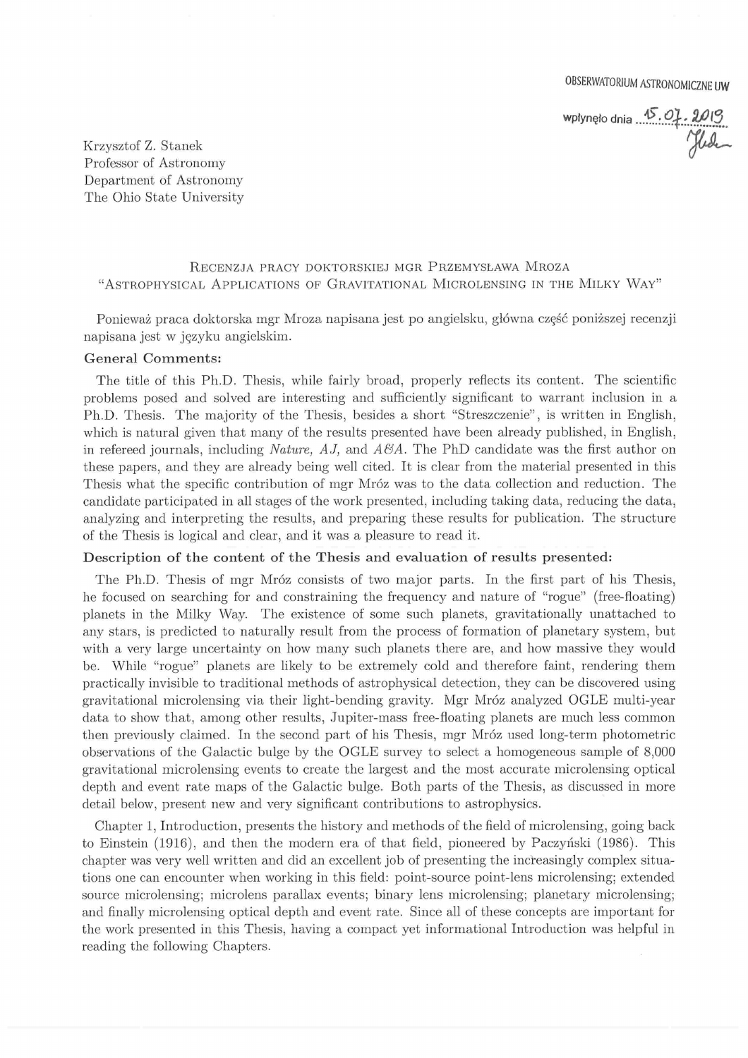OBSERWATORIUM ASTRONOMICZNE UW

wpłynęło dnia 15.07.2019

Krzysztof Z. Stanek
Professor of Astronomy
Department of Astronomy
The Ohio State University

RECENZJA PRACY DOKTORSKIEJ MGR PRZEMYSŁAWA MROZA
"ASTROPHYSICAL APPLICATIONS OF GRAVITATIONAL MICROLENSING IN THE MILKY WAY"

Ponieważ praca doktorska mgr Mroza napisana jest po angielsku, główna część poniższej recenzji napisana jest w języku angielskim.

**General Comments:**

The title of this Ph.D. Thesis, while fairly broad, properly reflects its content. The scientific problems posed and solved are interesting and sufficiently significant to warrant inclusion in a Ph.D. Thesis. The majority of the Thesis, besides a short "Streszczenie", is written in English, which is natural given that many of the results presented have been already published, in English, in refereed journals, including *Nature, AJ,* and *A&A*. The PhD candidate was the first author on these papers, and they are already being well cited. It is clear from the material presented in this Thesis what the specific contribution of mgr Mróz was to the data collection and reduction. The candidate participated in all stages of the work presented, including taking data, reducing the data, analyzing and interpreting the results, and preparing these results for publication. The structure of the Thesis is logical and clear, and it was a pleasure to read it.

**Description of the content of the Thesis and evaluation of results presented:**

The Ph.D. Thesis of mgr Mróz consists of two major parts. In the first part of his Thesis, he focused on searching for and constraining the frequency and nature of "rogue" (free-floating) planets in the Milky Way. The existence of some such planets, gravitationally unattached to any stars, is predicted to naturally result from the process of formation of planetary system, but with a very large uncertainty on how many such planets there are, and how massive they would be. While "rogue" planets are likely to be extremely cold and therefore faint, rendering them practically invisible to traditional methods of astrophysical detection, they can be discovered using gravitational microlensing via their light-bending gravity. Mgr Mróz analyzed OGLE multi-year data to show that, among other results, Jupiter-mass free-floating planets are much less common then previously claimed. In the second part of his Thesis, mgr Mróz used long-term photometric observations of the Galactic bulge by the OGLE survey to select a homogeneous sample of 8,000 gravitational microlensing events to create the largest and the most accurate microlensing optical depth and event rate maps of the Galactic bulge. Both parts of the Thesis, as discussed in more detail below, present new and very significant contributions to astrophysics.

Chapter 1, Introduction, presents the history and methods of the field of microlensing, going back to Einstein (1916), and then the modern era of that field, pioneered by Paczyński (1986). This chapter was very well written and did an excellent job of presenting the increasingly complex situations one can encounter when working in this field: point-source point-lens microlensing; extended source microlensing; microlens parallax events; binary lens microlensing; planetary microlensing; and finally microlensing optical depth and event rate. Since all of these concepts are important for the work presented in this Thesis, having a compact yet informational Introduction was helpful in reading the following Chapters.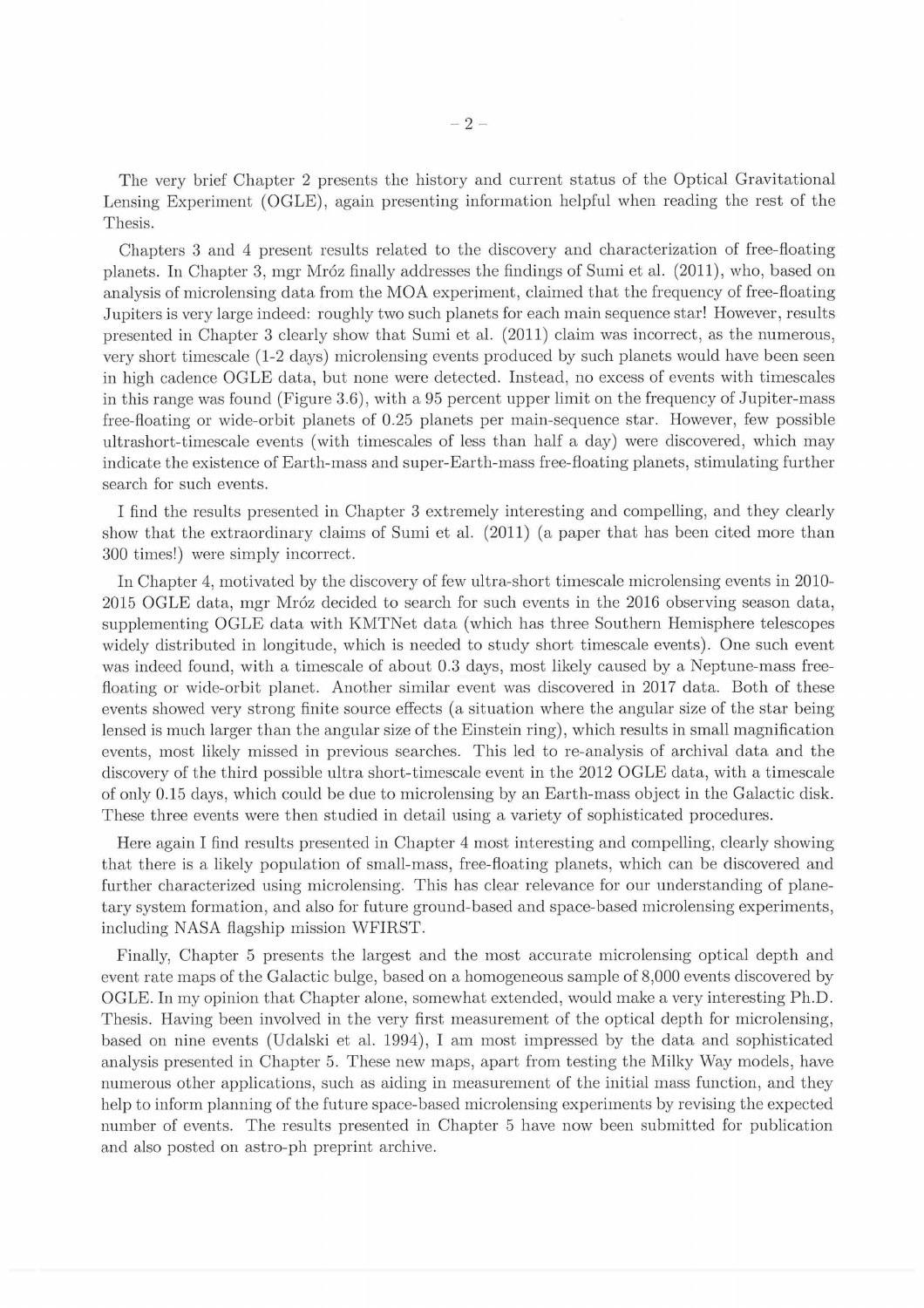The very brief Chapter 2 presents the history and current status of the Optical Gravitational Lensing Experiment (OGLE), again presenting information helpful when reading the rest of the Thesis.

Chapters 3 and 4 present results related to the discovery and characterization of free-floating planets. In Chapter 3, mgr Mróz finally addresses the findings of Sumi et al. (2011), who, based on analysis of microlensing data from the MOA experiment, claimed that the frequency of free-floating Jupiters is very large indeed: roughly two such planets for each main sequence star! However, results presented in Chapter 3 clearly show that Sumi et al. (2011) claim was incorrect, as the numerous, very short timescale (1-2 days) microlensing events produced by such planets would have been seen in high cadence OGLE data, but none were detected. Instead, no excess of events with timescales in this range was found (Figure 3.6), with a 95 percent upper limit on the frequency of Jupiter-mass free-floating or wide-orbit planets of 0.25 planets per main-sequence star. However, few possible ultrashort-timescale events (with timescales of less than half a day) were discovered, which may indicate the existence of Earth-mass and super-Earth-mass free-floating planets, stimulating further search for such events.

I find the results presented in Chapter 3 extremely interesting and compelling, and they clearly show that the extraordinary claims of Sumi et al. (2011) (a paper that has been cited more than 300 times!) were simply incorrect.

In Chapter 4, motivated by the discovery of few ultra-short timescale microlensing events in 2010-2015 OGLE data, mgr Mróz decided to search for such events in the 2016 observing season data, supplementing OGLE data with KMTNet data (which has three Southern Hemisphere telescopes widely distributed in longitude, which is needed to study short timescale events). One such event was indeed found, with a timescale of about 0.3 days, most likely caused by a Neptune-mass free-floating or wide-orbit planet. Another similar event was discovered in 2017 data. Both of these events showed very strong finite source effects (a situation where the angular size of the star being lensed is much larger than the angular size of the Einstein ring), which results in small magnification events, most likely missed in previous searches. This led to re-analysis of archival data and the discovery of the third possible ultra short-timescale event in the 2012 OGLE data, with a timescale of only 0.15 days, which could be due to microlensing by an Earth-mass object in the Galactic disk. These three events were then studied in detail using a variety of sophisticated procedures.

Here again I find results presented in Chapter 4 most interesting and compelling, clearly showing that there is a likely population of small-mass, free-floating planets, which can be discovered and further characterized using microlensing. This has clear relevance for our understanding of planetary system formation, and also for future ground-based and space-based microlensing experiments, including NASA flagship mission WFIRST.

Finally, Chapter 5 presents the largest and the most accurate microlensing optical depth and event rate maps of the Galactic bulge, based on a homogeneous sample of 8,000 events discovered by OGLE. In my opinion that Chapter alone, somewhat extended, would make a very interesting Ph.D. Thesis. Having been involved in the very first measurement of the optical depth for microlensing, based on nine events (Udalski et al. 1994), I am most impressed by the data and sophisticated analysis presented in Chapter 5. These new maps, apart from testing the Milky Way models, have numerous other applications, such as aiding in measurement of the initial mass function, and they help to inform planning of the future space-based microlensing experiments by revising the expected number of events. The results presented in Chapter 5 have now been submitted for publication and also posted on astro-ph preprint archive.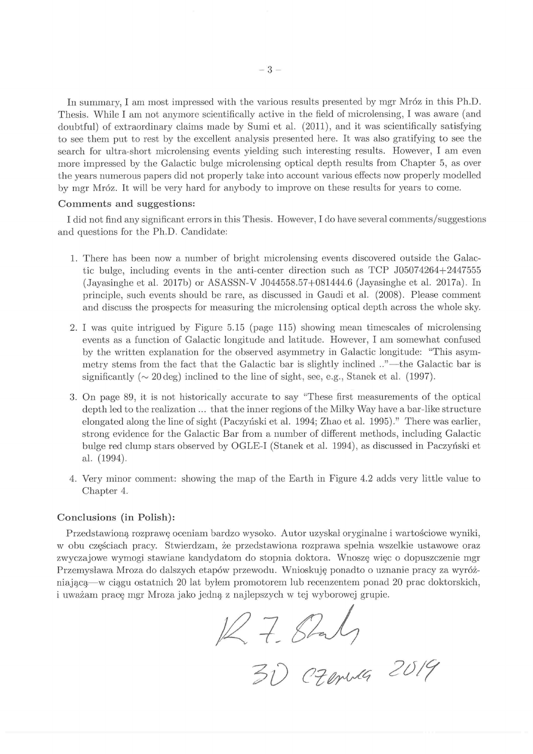In summary, I am most impressed with the various results presented by mgr Mróz in this Ph.D. Thesis. While I am not anymore scientifically active in the field of microlensing, I was aware (and doubtful) of extraordinary claims made by Sumi et al. (2011), and it was scientifically satisfying to see them put to rest by the excellent analysis presented here. It was also gratifying to see the search for ultra-short microlensing events yielding such interesting results. However, I am even more impressed by the Galactic bulge microlensing optical depth results from Chapter 5, as over the years numerous papers did not properly take into account various effects now properly modelled by mgr Mróz. It will be very hard for anybody to improve on these results for years to come.

### Comments and suggestions:

I did not find any significant errors in this Thesis. However, I do have several comments/suggestions and questions for the Ph.D. Candidate:

1. There has been now a number of bright microlensing events discovered outside the Galactic bulge, including events in the anti-center direction such as TCP J05074264+2447555 (Jayasinghe et al. 2017b) or ASASSN-V J044558.57+081444.6 (Jayasinghe et al. 2017a). In principle, such events should be rare, as discussed in Gaudi et al. (2008). Please comment and discuss the prospects for measuring the microlensing optical depth across the whole sky.

2. I was quite intrigued by Figure 5.15 (page 115) showing mean timescales of microlensing events as a function of Galactic longitude and latitude. However, I am somewhat confused by the written explanation for the observed asymmetry in Galactic longitude: "This asymmetry stems from the fact that the Galactic bar is slightly inclined .."—the Galactic bar is significantly ($\sim 20$ deg) inclined to the line of sight, see, e.g., Stanek et al. (1997).

3. On page 89, it is not historically accurate to say "These first measurements of the optical depth led to the realization ... that the inner regions of the Milky Way have a bar-like structure elongated along the line of sight (Paczyński et al. 1994; Zhao et al. 1995)." There was earlier, strong evidence for the Galactic Bar from a number of different methods, including Galactic bulge red clump stars observed by OGLE-I (Stanek et al. 1994), as discussed in Paczyński et al. (1994).

4. Very minor comment: showing the map of the Earth in Figure 4.2 adds very little value to Chapter 4.

### Conclusions (in Polish):

Przedstawioną rozprawę oceniam bardzo wysoko. Autor uzyskał oryginalne i wartościowe wyniki, w obu częściach pracy. Stwierdzam, że przedstawiona rozprawa spełnia wszelkie ustawowe oraz zwyczajowe wymogi stawiane kandydatom do stopnia doktora. Wnoszę więc o dopuszczenie mgr Przemysława Mroza do dalszych etapów przewodu. Wnioskuję ponadto o uznanie pracy za wyróżniającą—w ciągu ostatnich 20 lat byłem promotorem lub recenzentem ponad 20 prac doktorskich, i uważam pracę mgr Mroza jako jedną z najlepszych w tej wyborowej grupie.

K. Z. Stanek

30 czerwca 2019